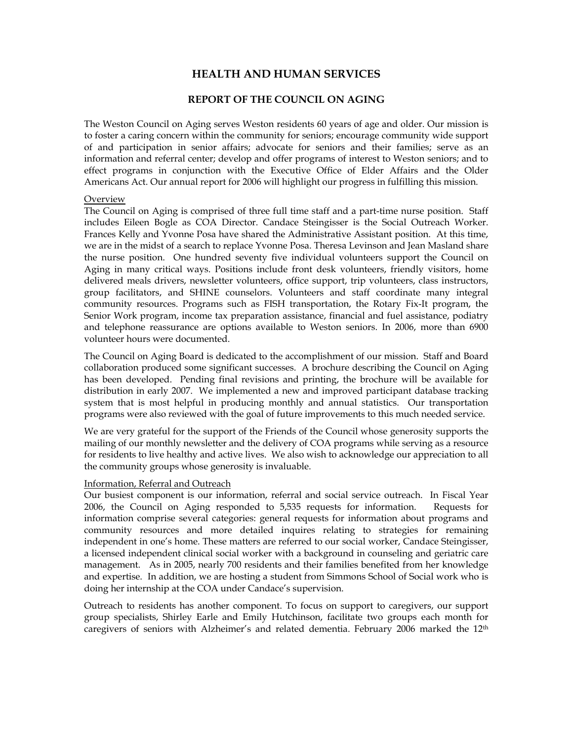# HEALTH AND HUMAN SERVICES

## REPORT OF THE COUNCIL ON AGING

The Weston Council on Aging serves Weston residents 60 years of age and older. Our mission is to foster a caring concern within the community for seniors; encourage community wide support of and participation in senior affairs; advocate for seniors and their families; serve as an information and referral center; develop and offer programs of interest to Weston seniors; and to effect programs in conjunction with the Executive Office of Elder Affairs and the Older Americans Act. Our annual report for 2006 will highlight our progress in fulfilling this mission.

### Overview

The Council on Aging is comprised of three full time staff and a part-time nurse position. Staff includes Eileen Bogle as COA Director. Candace Steingisser is the Social Outreach Worker. Frances Kelly and Yvonne Posa have shared the Administrative Assistant position. At this time, we are in the midst of a search to replace Yvonne Posa. Theresa Levinson and Jean Masland share the nurse position. One hundred seventy five individual volunteers support the Council on Aging in many critical ways. Positions include front desk volunteers, friendly visitors, home delivered meals drivers, newsletter volunteers, office support, trip volunteers, class instructors, group facilitators, and SHINE counselors. Volunteers and staff coordinate many integral community resources. Programs such as FISH transportation, the Rotary Fix-It program, the Senior Work program, income tax preparation assistance, financial and fuel assistance, podiatry and telephone reassurance are options available to Weston seniors. In 2006, more than 6900 volunteer hours were documented.

The Council on Aging Board is dedicated to the accomplishment of our mission. Staff and Board collaboration produced some significant successes. A brochure describing the Council on Aging has been developed. Pending final revisions and printing, the brochure will be available for distribution in early 2007. We implemented a new and improved participant database tracking system that is most helpful in producing monthly and annual statistics. Our transportation programs were also reviewed with the goal of future improvements to this much needed service.

We are very grateful for the support of the Friends of the Council whose generosity supports the mailing of our monthly newsletter and the delivery of COA programs while serving as a resource for residents to live healthy and active lives. We also wish to acknowledge our appreciation to all the community groups whose generosity is invaluable.

### Information, Referral and Outreach

Our busiest component is our information, referral and social service outreach. In Fiscal Year 2006, the Council on Aging responded to 5,535 requests for information. Requests for information comprise several categories: general requests for information about programs and community resources and more detailed inquires relating to strategies for remaining independent in one's home. These matters are referred to our social worker, Candace Steingisser, a licensed independent clinical social worker with a background in counseling and geriatric care management. As in 2005, nearly 700 residents and their families benefited from her knowledge and expertise. In addition, we are hosting a student from Simmons School of Social work who is doing her internship at the COA under Candace's supervision.

Outreach to residents has another component. To focus on support to caregivers, our support group specialists, Shirley Earle and Emily Hutchinson, facilitate two groups each month for caregivers of seniors with Alzheimer's and related dementia. February 2006 marked the 12th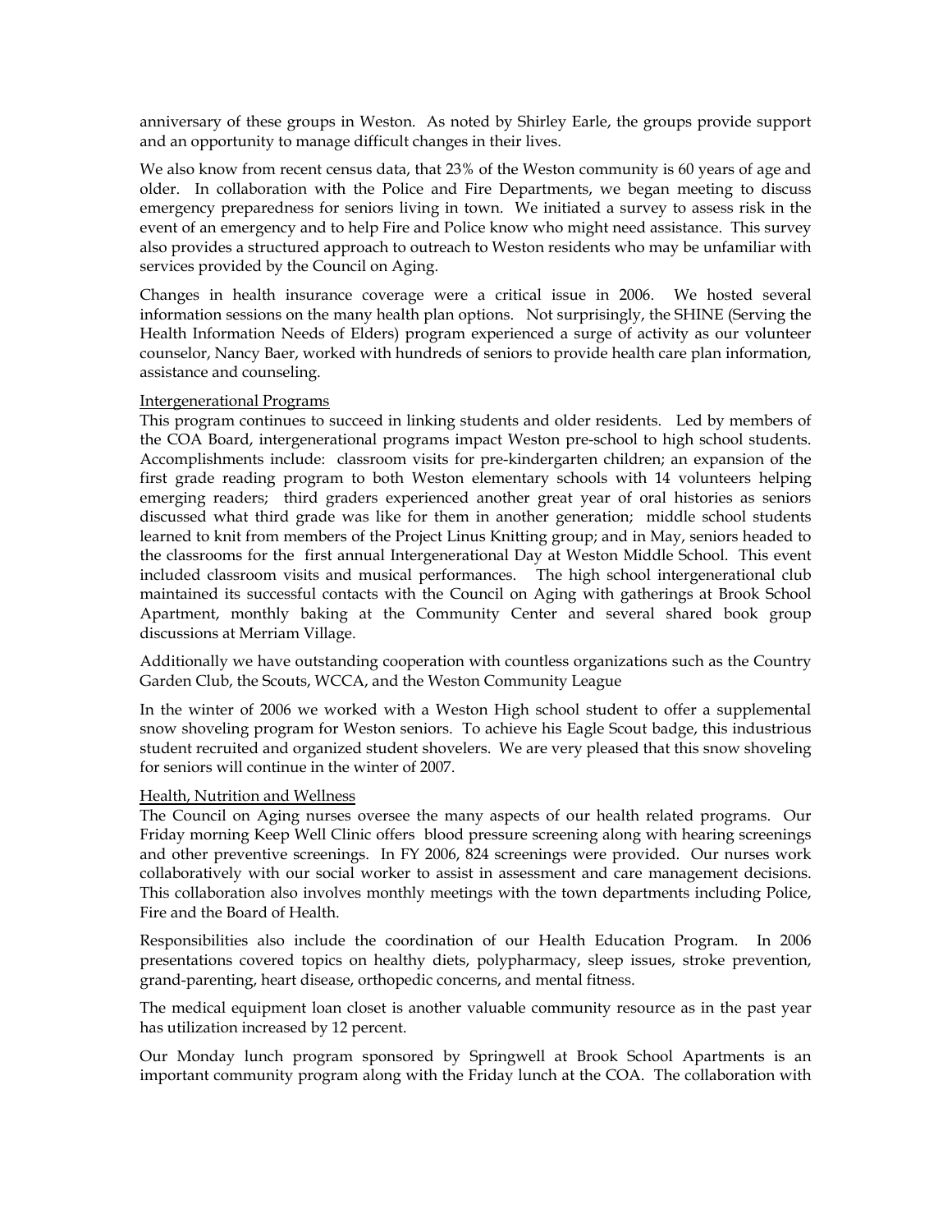anniversary of these groups in Weston. As noted by Shirley Earle, the groups provide support and an opportunity to manage difficult changes in their lives.

We also know from recent census data, that 23% of the Weston community is 60 years of age and older. In collaboration with the Police and Fire Departments, we began meeting to discuss emergency preparedness for seniors living in town. We initiated a survey to assess risk in the event of an emergency and to help Fire and Police know who might need assistance. This survey also provides a structured approach to outreach to Weston residents who may be unfamiliar with services provided by the Council on Aging.

Changes in health insurance coverage were a critical issue in 2006. We hosted several information sessions on the many health plan options. Not surprisingly, the SHINE (Serving the Health Information Needs of Elders) program experienced a surge of activity as our volunteer counselor, Nancy Baer, worked with hundreds of seniors to provide health care plan information, assistance and counseling.

<u>Intergenerational Programs</u>

This program continues to succeed in linking students and older residents. Led by members of the COA Board, intergenerational programs impact Weston pre-school to high school students. Accomplishments include: classroom visits for pre-kindergarten children; an expansion of the first grade reading program to both Weston elementary schools with 14 volunteers helping emerging readers; third graders experienced another great year of oral histories as seniors discussed what third grade was like for them in another generation; middle school students learned to knit from members of the Project Linus Knitting group; and in May, seniors headed to the classrooms for the first annual Intergenerational Day at Weston Middle School. This event included classroom visits and musical performances. The high school intergenerational club maintained its successful contacts with the Council on Aging with gatherings at Brook School Apartment, monthly baking at the Community Center and several shared book group discussions at Merriam Village.

Additionally we have outstanding cooperation with countless organizations such as the Country Garden Club, the Scouts, WCCA, and the Weston Community League

In the winter of 2006 we worked with a Weston High school student to offer a supplemental snow shoveling program for Weston seniors. To achieve his Eagle Scout badge, this industrious student recruited and organized student shovelers. We are very pleased that this snow shoveling for seniors will continue in the winter of 2007.

<u>Health, Nutrition and Wellness</u>

The Council on Aging nurses oversee the many aspects of our health related programs. Our Friday morning Keep Well Clinic offers blood pressure screening along with hearing screenings and other preventive screenings. In FY 2006, 824 screenings were provided. Our nurses work collaboratively with our social worker to assist in assessment and care management decisions. This collaboration also involves monthly meetings with the town departments including Police, Fire and the Board of Health.

Responsibilities also include the coordination of our Health Education Program. In 2006 presentations covered topics on healthy diets, polypharmacy, sleep issues, stroke prevention, grand-parenting, heart disease, orthopedic concerns, and mental fitness.

The medical equipment loan closet is another valuable community resource as in the past year has utilization increased by 12 percent.

Our Monday lunch program sponsored by Springwell at Brook School Apartments is an important community program along with the Friday lunch at the COA. The collaboration with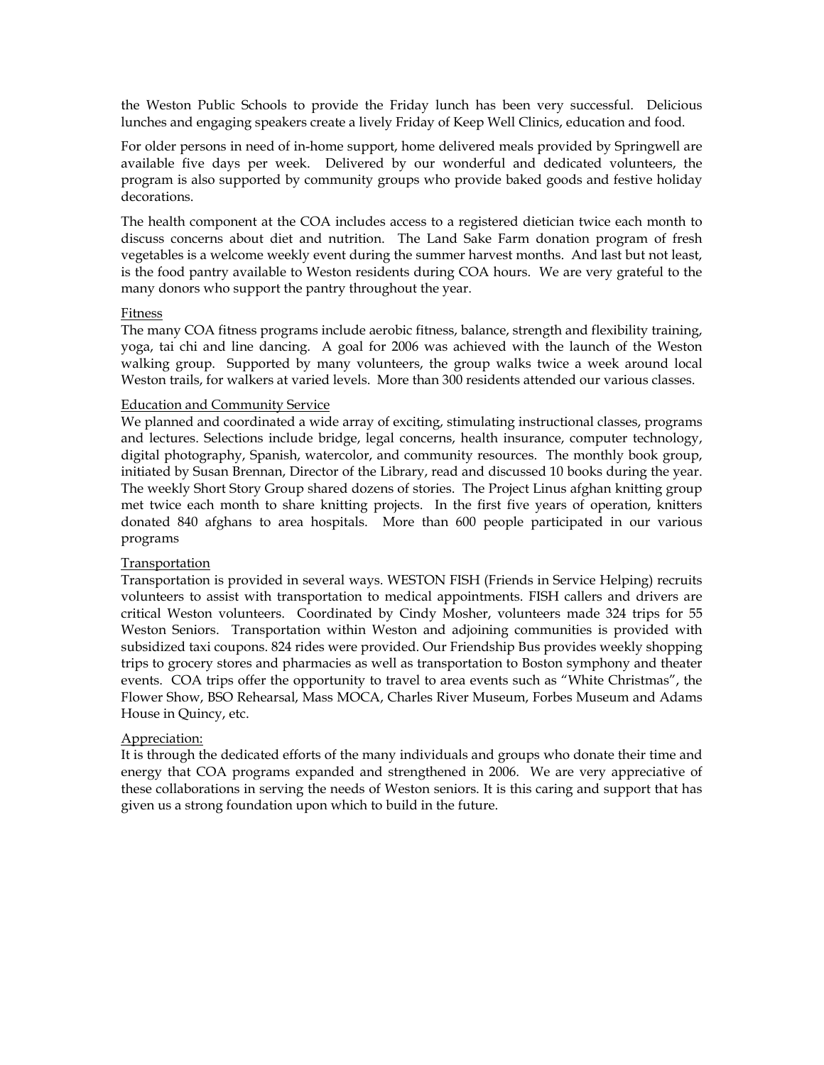the Weston Public Schools to provide the Friday lunch has been very successful. Delicious lunches and engaging speakers create a lively Friday of Keep Well Clinics, education and food.

For older persons in need of in-home support, home delivered meals provided by Springwell are available five days per week. Delivered by our wonderful and dedicated volunteers, the program is also supported by community groups who provide baked goods and festive holiday decorations.

The health component at the COA includes access to a registered dietician twice each month to discuss concerns about diet and nutrition. The Land Sake Farm donation program of fresh vegetables is a welcome weekly event during the summer harvest months. And last but not least, is the food pantry available to Weston residents during COA hours. We are very grateful to the many donors who support the pantry throughout the year.

<u>Fitness</u>
The many COA fitness programs include aerobic fitness, balance, strength and flexibility training, yoga, tai chi and line dancing. A goal for 2006 was achieved with the launch of the Weston walking group. Supported by many volunteers, the group walks twice a week around local Weston trails, for walkers at varied levels. More than 300 residents attended our various classes.

<u>Education and Community Service</u>
We planned and coordinated a wide array of exciting, stimulating instructional classes, programs and lectures. Selections include bridge, legal concerns, health insurance, computer technology, digital photography, Spanish, watercolor, and community resources. The monthly book group, initiated by Susan Brennan, Director of the Library, read and discussed 10 books during the year. The weekly Short Story Group shared dozens of stories. The Project Linus afghan knitting group met twice each month to share knitting projects. In the first five years of operation, knitters donated 840 afghans to area hospitals. More than 600 people participated in our various programs

<u>Transportation</u>
Transportation is provided in several ways. WESTON FISH (Friends in Service Helping) recruits volunteers to assist with transportation to medical appointments. FISH callers and drivers are critical Weston volunteers. Coordinated by Cindy Mosher, volunteers made 324 trips for 55 Weston Seniors. Transportation within Weston and adjoining communities is provided with subsidized taxi coupons. 824 rides were provided. Our Friendship Bus provides weekly shopping trips to grocery stores and pharmacies as well as transportation to Boston symphony and theater events. COA trips offer the opportunity to travel to area events such as "White Christmas", the Flower Show, BSO Rehearsal, Mass MOCA, Charles River Museum, Forbes Museum and Adams House in Quincy, etc.

<u>Appreciation:</u>
It is through the dedicated efforts of the many individuals and groups who donate their time and energy that COA programs expanded and strengthened in 2006. We are very appreciative of these collaborations in serving the needs of Weston seniors. It is this caring and support that has given us a strong foundation upon which to build in the future.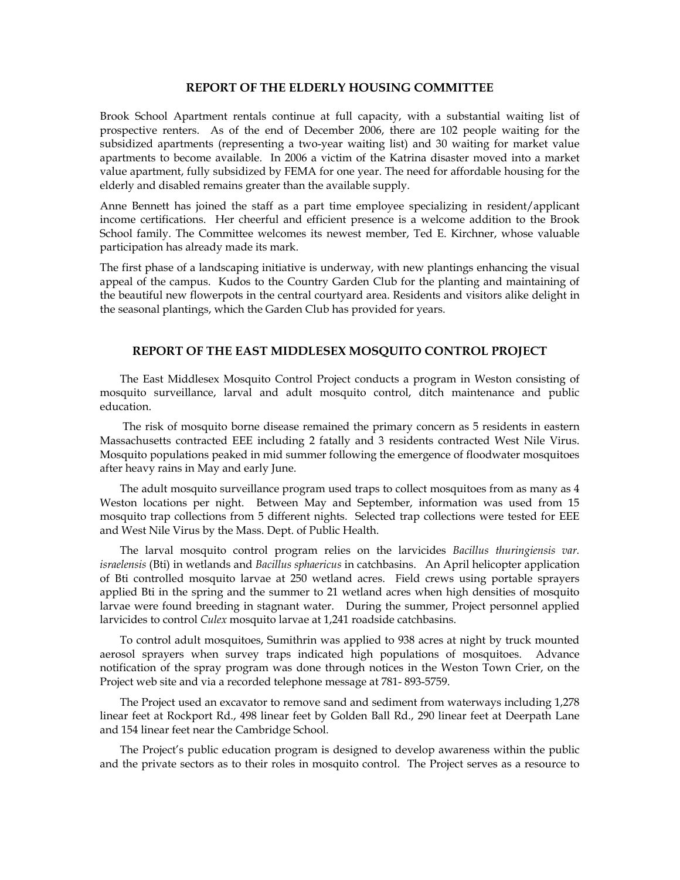## REPORT OF THE ELDERLY HOUSING COMMITTEE

Brook School Apartment rentals continue at full capacity, with a substantial waiting list of prospective renters. As of the end of December 2006, there are 102 people waiting for the subsidized apartments (representing a two-year waiting list) and 30 waiting for market value apartments to become available. In 2006 a victim of the Katrina disaster moved into a market value apartment, fully subsidized by FEMA for one year. The need for affordable housing for the elderly and disabled remains greater than the available supply.

Anne Bennett has joined the staff as a part time employee specializing in resident/applicant income certifications. Her cheerful and efficient presence is a welcome addition to the Brook School family. The Committee welcomes its newest member, Ted E. Kirchner, whose valuable participation has already made its mark.

The first phase of a landscaping initiative is underway, with new plantings enhancing the visual appeal of the campus. Kudos to the Country Garden Club for the planting and maintaining of the beautiful new flowerpots in the central courtyard area. Residents and visitors alike delight in the seasonal plantings, which the Garden Club has provided for years.

## REPORT OF THE EAST MIDDLESEX MOSQUITO CONTROL PROJECT

The East Middlesex Mosquito Control Project conducts a program in Weston consisting of mosquito surveillance, larval and adult mosquito control, ditch maintenance and public education.

The risk of mosquito borne disease remained the primary concern as 5 residents in eastern Massachusetts contracted EEE including 2 fatally and 3 residents contracted West Nile Virus. Mosquito populations peaked in mid summer following the emergence of floodwater mosquitoes after heavy rains in May and early June.

The adult mosquito surveillance program used traps to collect mosquitoes from as many as 4 Weston locations per night. Between May and September, information was used from 15 mosquito trap collections from 5 different nights. Selected trap collections were tested for EEE and West Nile Virus by the Mass. Dept. of Public Health.

The larval mosquito control program relies on the larvicides *Bacillus thuringiensis var. israelensis* (Bti) in wetlands and *Bacillus sphaericus* in catchbasins. An April helicopter application of Bti controlled mosquito larvae at 250 wetland acres. Field crews using portable sprayers applied Bti in the spring and the summer to 21 wetland acres when high densities of mosquito larvae were found breeding in stagnant water. During the summer, Project personnel applied larvicides to control *Culex* mosquito larvae at 1,241 roadside catchbasins.

To control adult mosquitoes, Sumithrin was applied to 938 acres at night by truck mounted aerosol sprayers when survey traps indicated high populations of mosquitoes. Advance notification of the spray program was done through notices in the Weston Town Crier, on the Project web site and via a recorded telephone message at 781- 893-5759.

The Project used an excavator to remove sand and sediment from waterways including 1,278 linear feet at Rockport Rd., 498 linear feet by Golden Ball Rd., 290 linear feet at Deerpath Lane and 154 linear feet near the Cambridge School.

The Project's public education program is designed to develop awareness within the public and the private sectors as to their roles in mosquito control. The Project serves as a resource to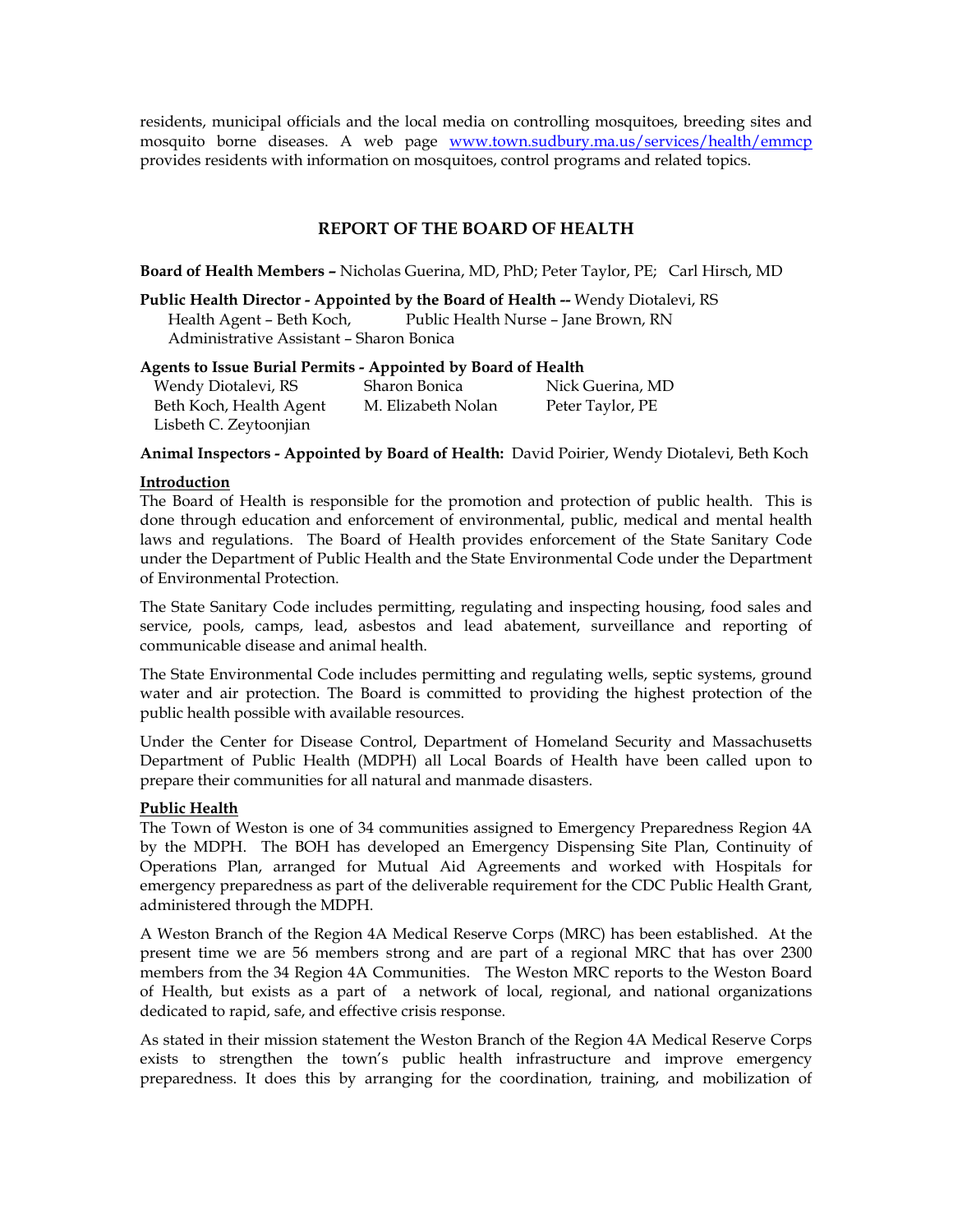residents, municipal officials and the local media on controlling mosquitoes, breeding sites and mosquito borne diseases. A web page [www.town.sudbury.ma.us/services/health/emmcp](www.town.sudbury.ma.us/services/health/emmcp) provides residents with information on mosquitoes, control programs and related topics.

## REPORT OF THE BOARD OF HEALTH

**Board of Health Members –** Nicholas Guerina, MD, PhD; Peter Taylor, PE; Carl Hirsch, MD

**Public Health Director - Appointed by the Board of Health --** Wendy Diotalevi, RS
Health Agent – Beth Koch, Public Health Nurse – Jane Brown, RN
Administrative Assistant – Sharon Bonica

**Agents to Issue Burial Permits - Appointed by Board of Health**

| | | |
|---|---|---|
| Wendy Diotalevi, RS | Sharon Bonica | Nick Guerina, MD |
| Beth Koch, Health Agent | M. Elizabeth Nolan | Peter Taylor, PE |
| Lisbeth C. Zeytoonjian | | |

**Animal Inspectors - Appointed by Board of Health:** David Poirier, Wendy Diotalevi, Beth Koch

### Introduction

The Board of Health is responsible for the promotion and protection of public health. This is done through education and enforcement of environmental, public, medical and mental health laws and regulations. The Board of Health provides enforcement of the State Sanitary Code under the Department of Public Health and the State Environmental Code under the Department of Environmental Protection.

The State Sanitary Code includes permitting, regulating and inspecting housing, food sales and service, pools, camps, lead, asbestos and lead abatement, surveillance and reporting of communicable disease and animal health.

The State Environmental Code includes permitting and regulating wells, septic systems, ground water and air protection. The Board is committed to providing the highest protection of the public health possible with available resources.

Under the Center for Disease Control, Department of Homeland Security and Massachusetts Department of Public Health (MDPH) all Local Boards of Health have been called upon to prepare their communities for all natural and manmade disasters.

### Public Health

The Town of Weston is one of 34 communities assigned to Emergency Preparedness Region 4A by the MDPH. The BOH has developed an Emergency Dispensing Site Plan, Continuity of Operations Plan, arranged for Mutual Aid Agreements and worked with Hospitals for emergency preparedness as part of the deliverable requirement for the CDC Public Health Grant, administered through the MDPH.

A Weston Branch of the Region 4A Medical Reserve Corps (MRC) has been established. At the present time we are 56 members strong and are part of a regional MRC that has over 2300 members from the 34 Region 4A Communities. The Weston MRC reports to the Weston Board of Health, but exists as a part of a network of local, regional, and national organizations dedicated to rapid, safe, and effective crisis response.

As stated in their mission statement the Weston Branch of the Region 4A Medical Reserve Corps exists to strengthen the town's public health infrastructure and improve emergency preparedness. It does this by arranging for the coordination, training, and mobilization of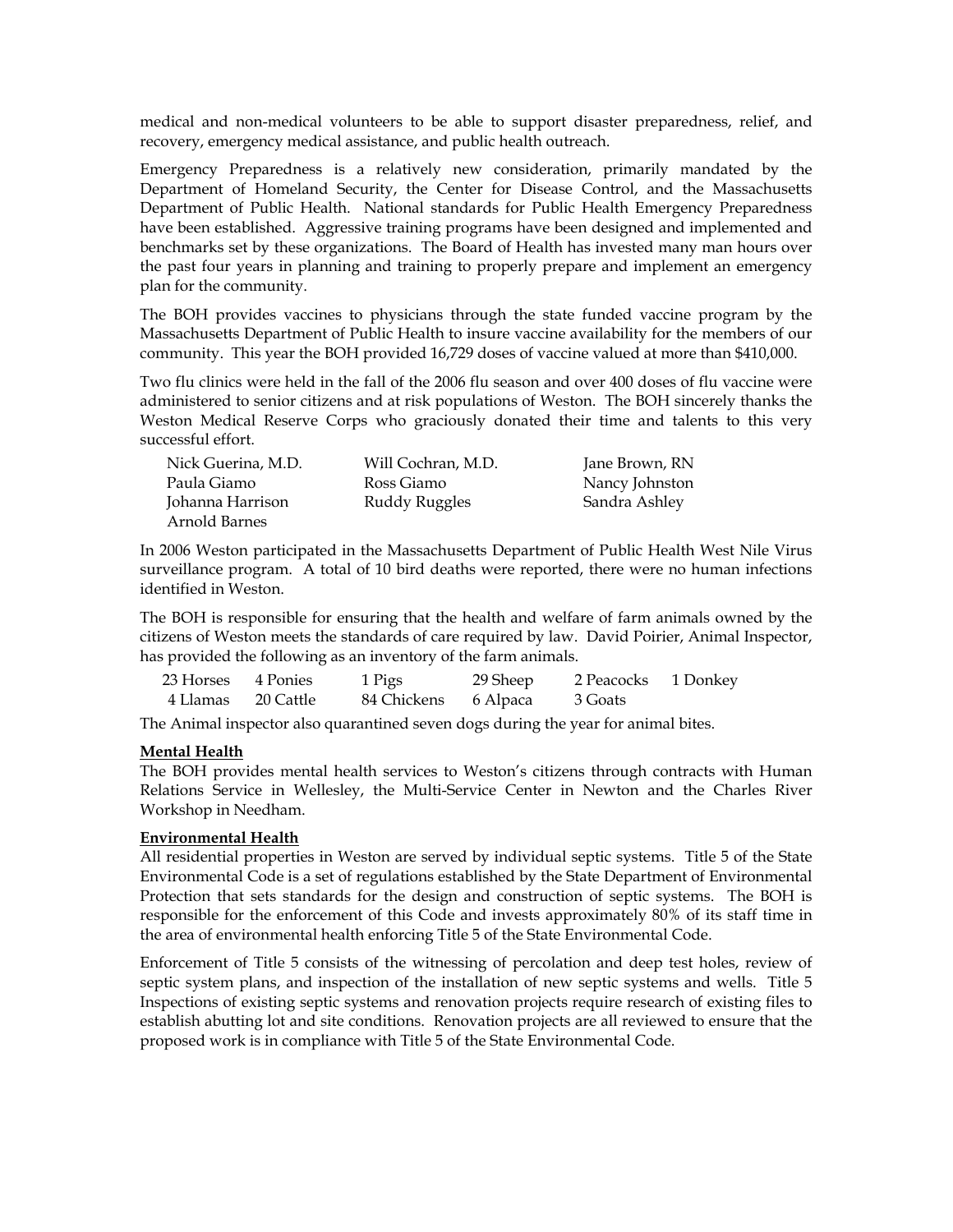medical and non-medical volunteers to be able to support disaster preparedness, relief, and recovery, emergency medical assistance, and public health outreach.

Emergency Preparedness is a relatively new consideration, primarily mandated by the Department of Homeland Security, the Center for Disease Control, and the Massachusetts Department of Public Health. National standards for Public Health Emergency Preparedness have been established. Aggressive training programs have been designed and implemented and benchmarks set by these organizations. The Board of Health has invested many man hours over the past four years in planning and training to properly prepare and implement an emergency plan for the community.

The BOH provides vaccines to physicians through the state funded vaccine program by the Massachusetts Department of Public Health to insure vaccine availability for the members of our community. This year the BOH provided 16,729 doses of vaccine valued at more than $410,000.

Two flu clinics were held in the fall of the 2006 flu season and over 400 doses of flu vaccine were administered to senior citizens and at risk populations of Weston. The BOH sincerely thanks the Weston Medical Reserve Corps who graciously donated their time and talents to this very successful effort.

| | | |
|---|---|---|
| Nick Guerina, M.D. | Will Cochran, M.D. | Jane Brown, RN |
| Paula Giamo | Ross Giamo | Nancy Johnston |
| Johanna Harrison | Ruddy Ruggles | Sandra Ashley |
| Arnold Barnes | | |

In 2006 Weston participated in the Massachusetts Department of Public Health West Nile Virus surveillance program. A total of 10 bird deaths were reported, there were no human infections identified in Weston.

The BOH is responsible for ensuring that the health and welfare of farm animals owned by the citizens of Weston meets the standards of care required by law. David Poirier, Animal Inspector, has provided the following as an inventory of the farm animals.

| | | | | | |
|---|---|---|---|---|---|
| 23 Horses | 4 Ponies | 1 Pigs | 29 Sheep | 2 Peacocks | 1 Donkey |
| 4 Llamas | 20 Cattle | 84 Chickens | 6 Alpaca | 3 Goats | |

The Animal inspector also quarantined seven dogs during the year for animal bites.

**Mental Health**

The BOH provides mental health services to Weston's citizens through contracts with Human Relations Service in Wellesley, the Multi-Service Center in Newton and the Charles River Workshop in Needham.

**Environmental Health**

All residential properties in Weston are served by individual septic systems. Title 5 of the State Environmental Code is a set of regulations established by the State Department of Environmental Protection that sets standards for the design and construction of septic systems. The BOH is responsible for the enforcement of this Code and invests approximately 80% of its staff time in the area of environmental health enforcing Title 5 of the State Environmental Code.

Enforcement of Title 5 consists of the witnessing of percolation and deep test holes, review of septic system plans, and inspection of the installation of new septic systems and wells. Title 5 Inspections of existing septic systems and renovation projects require research of existing files to establish abutting lot and site conditions. Renovation projects are all reviewed to ensure that the proposed work is in compliance with Title 5 of the State Environmental Code.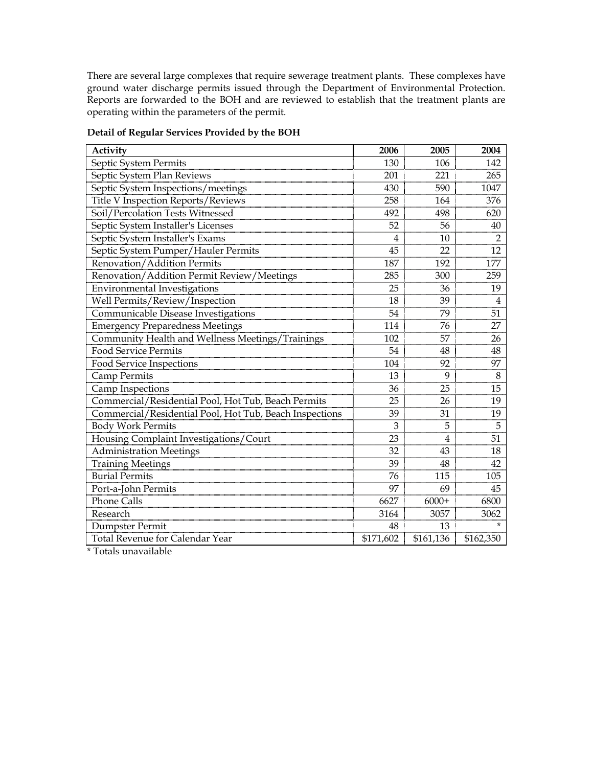There are several large complexes that require sewerage treatment plants. These complexes have ground water discharge permits issued through the Department of Environmental Protection. Reports are forwarded to the BOH and are reviewed to establish that the treatment plants are operating within the parameters of the permit.

**Detail of Regular Services Provided by the BOH**

| Activity | 2006 | 2005 | 2004 |
|---|---|---|---|
| Septic System Permits | 130 | 106 | 142 |
| Septic System Plan Reviews | 201 | 221 | 265 |
| Septic System Inspections/meetings | 430 | 590 | 1047 |
| Title V Inspection Reports/Reviews | 258 | 164 | 376 |
| Soil/Percolation Tests Witnessed | 492 | 498 | 620 |
| Septic System Installer's Licenses | 52 | 56 | 40 |
| Septic System Installer's Exams | 4 | 10 | 2 |
| Septic System Pumper/Hauler Permits | 45 | 22 | 12 |
| Renovation/Addition Permits | 187 | 192 | 177 |
| Renovation/Addition Permit Review/Meetings | 285 | 300 | 259 |
| Environmental Investigations | 25 | 36 | 19 |
| Well Permits/Review/Inspection | 18 | 39 | 4 |
| Communicable Disease Investigations | 54 | 79 | 51 |
| Emergency Preparedness Meetings | 114 | 76 | 27 |
| Community Health and Wellness Meetings/Trainings | 102 | 57 | 26 |
| Food Service Permits | 54 | 48 | 48 |
| Food Service Inspections | 104 | 92 | 97 |
| Camp Permits | 13 | 9 | 8 |
| Camp Inspections | 36 | 25 | 15 |
| Commercial/Residential Pool, Hot Tub, Beach Permits | 25 | 26 | 19 |
| Commercial/Residential Pool, Hot Tub, Beach Inspections | 39 | 31 | 19 |
| Body Work Permits | 3 | 5 | 5 |
| Housing Complaint Investigations/Court | 23 | 4 | 51 |
| Administration Meetings | 32 | 43 | 18 |
| Training Meetings | 39 | 48 | 42 |
| Burial Permits | 76 | 115 | 105 |
| Port-a-John Permits | 97 | 69 | 45 |
| Phone Calls | 6627 | 6000+ | 6800 |
| Research | 3164 | 3057 | 3062 |
| Dumpster Permit | 48 | 13 | * |
| Total Revenue for Calendar Year | $171,602 | $161,136 | $162,350 |

* Totals unavailable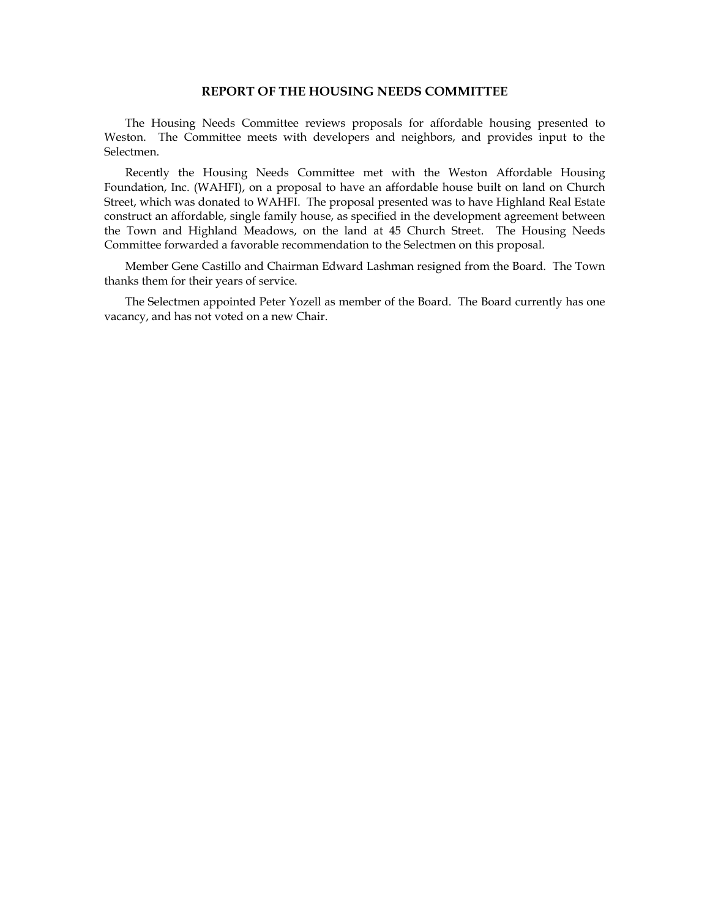## REPORT OF THE HOUSING NEEDS COMMITTEE

The Housing Needs Committee reviews proposals for affordable housing presented to Weston. The Committee meets with developers and neighbors, and provides input to the Selectmen.

Recently the Housing Needs Committee met with the Weston Affordable Housing Foundation, Inc. (WAHFI), on a proposal to have an affordable house built on land on Church Street, which was donated to WAHFI. The proposal presented was to have Highland Real Estate construct an affordable, single family house, as specified in the development agreement between the Town and Highland Meadows, on the land at 45 Church Street. The Housing Needs Committee forwarded a favorable recommendation to the Selectmen on this proposal.

Member Gene Castillo and Chairman Edward Lashman resigned from the Board. The Town thanks them for their years of service.

The Selectmen appointed Peter Yozell as member of the Board. The Board currently has one vacancy, and has not voted on a new Chair.